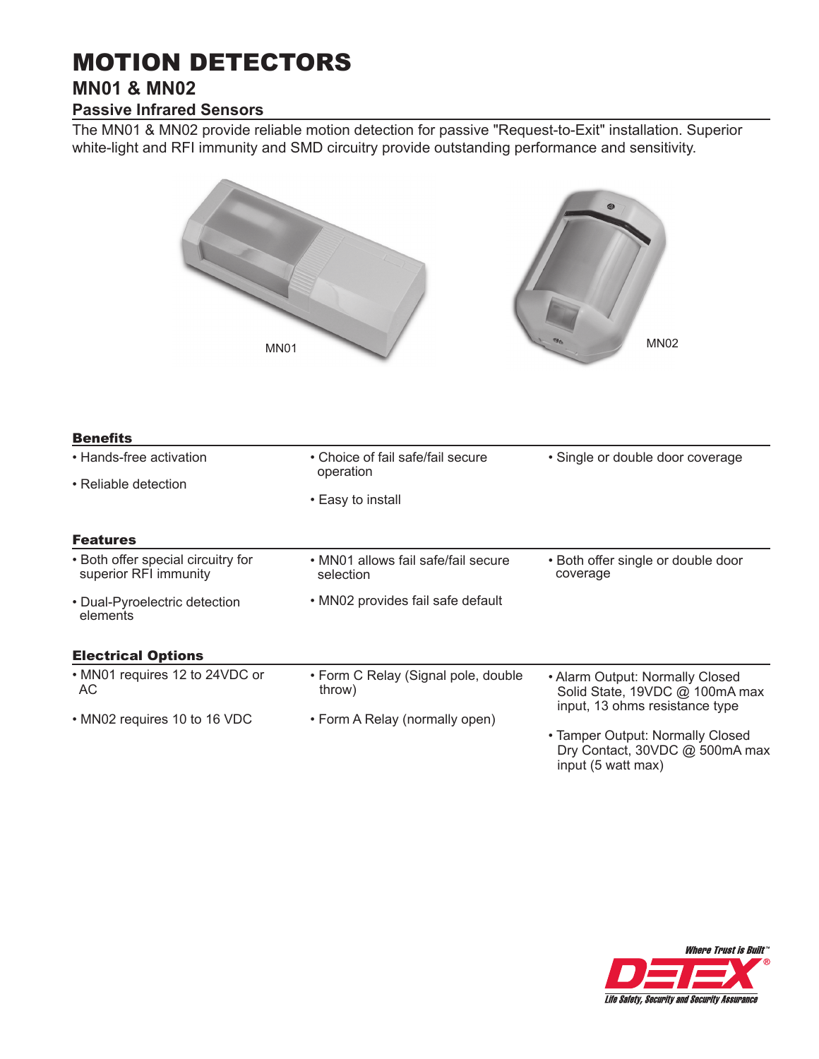# MOTION DETECTORS

## MN01 & MN02

### Passive Infrared Sensors

The MN01 & MN02 provide reliable motion detection for passive "Request-to-Exit" installation. Superior white-light and RFI immunity and SMD circuitry provide outstanding performance and sensitivity.

MN01

MN02

### Benefits

- Hands-free activation
- Reliable detection
- Choice of fail safe/fail secure operation
- Easy to install
- Single or double door coverage

### Features

- Both offer special circuitry for superior RFI immunity
- Dual-Pyroelectric detection elements
- MN01 allows fail safe/fail secure selection
- MN02 provides fail safe default
- Both offer single or double door coverage

### Electrical Options

- MN01 requires 12 to 24VDC or AC
- MN02 requires 10 to 16 VDC
- Form C Relay (Signal pole, double throw)
- Form A Relay (normally open)
- Alarm Output: Normally Closed Solid State, 19VDC @ 100mA max input, 13 ohms resistance type
- Tamper Output: Normally Closed Dry Contact, 30VDC @ 500mA max input (5 watt max)

*Where Trust is Built™*

DETEX®

*Life Safety, Security and Security Assurance*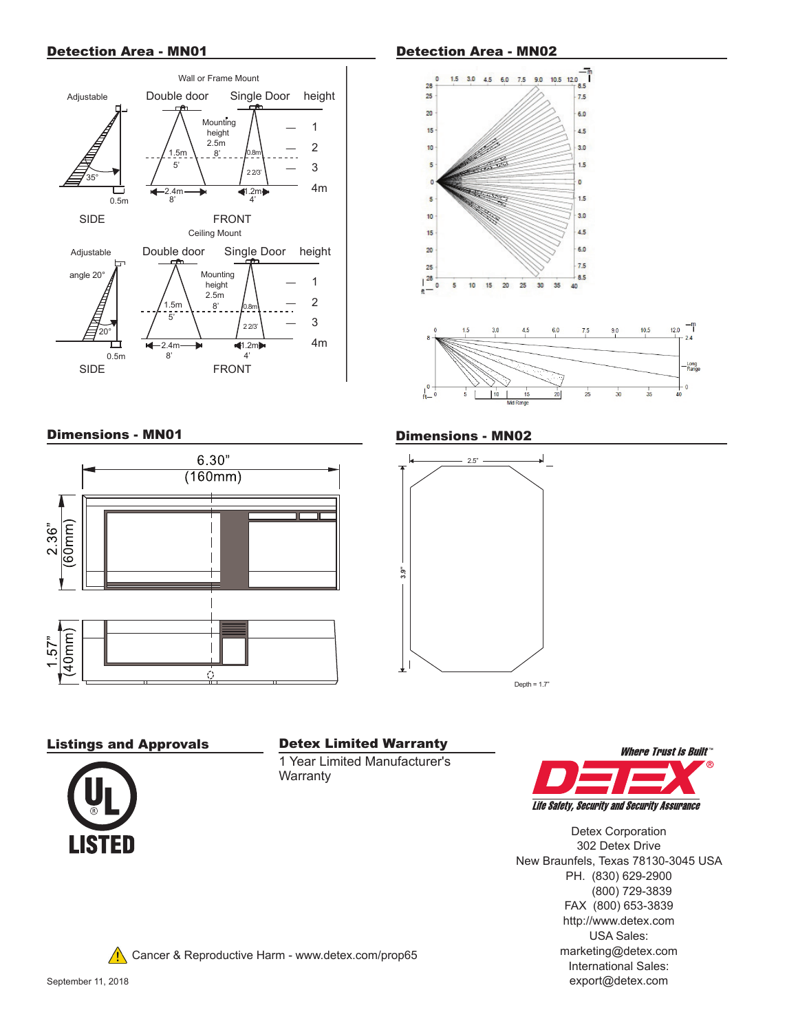## Detection Area - MN01

Wall or Frame Mount

Adjustable

Double door

Single Door

height

Mounting height 2.5m 8'

1.5m 5'

0.8m

2 2/3'

35°

0.5m

2.4m 8'

1.2m 4'

1

2

3

4m

SIDE

FRONT

Ceiling Mount

Adjustable angle 20°

Double door

Single Door

height

Mounting height 2.5m 8'

1.5m 5'

0.8m

2 2/3'

20°

0.5m

2.4m 8'

1.2m 4'

1

2

3

4m

SIDE

FRONT

## Detection Area - MN02

0 1.5 3.0 4.5 6.0 7.5 9.0 10.5 12.0 m

28 25 20 15 10 5 0 5 10 15 20 25 28 ft

8.5 7.5 6.0 4.5 3.0 1.5 0 1.5 3.0 4.5 6.0 7.5 8.5

0 5 10 15 20 25 30 35 40

0 1.5 3.0 4.5 6.0 7.5 9.0 10.5 12.0 m

8 0 ft

2.4 0

Long Range

Mid Range

0 5 10 15 20 25 30 35 40

## Dimensions - MN01

6.30" (160mm)

2.36" (60mm)

1.57" (40mm)

## Dimensions - MN02

2.5"

3.9"

Depth = 1.7"

## Listings and Approvals

UL LISTED

## Detex Limited Warranty

1 Year Limited Manufacturer's Warranty

*Where Trust is Built™*

DETEX®

*Life Safety, Security and Security Assurance*

Detex Corporation
302 Detex Drive
New Braunfels, Texas 78130-3045 USA
PH. (830) 629-2900
(800) 729-3839
FAX (800) 653-3839
http://www.detex.com
USA Sales:
marketing@detex.com
International Sales:
export@detex.com

Cancer & Reproductive Harm - www.detex.com/prop65

September 11, 2018